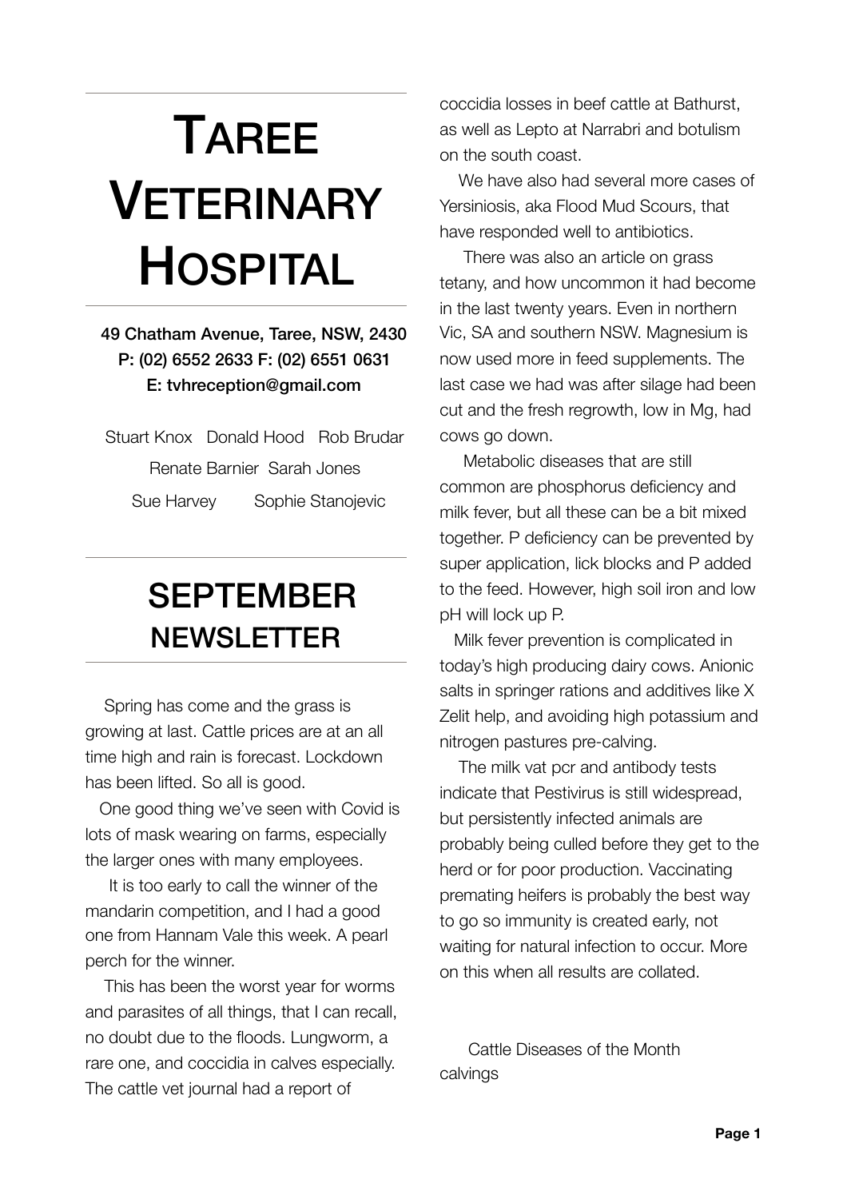# Taree Veterinary Hospital

49 Chatham Avenue, Taree, NSW, 2430
P: (02) 6552 2633 F: (02) 6551 0631
E: tvhreception@gmail.com

Stuart Knox  Donald Hood  Rob Brudar
Renate Barnier  Sarah Jones
Sue Harvey  Sophie Stanojevic

## SEPTEMBER NEWSLETTER

Spring has come and the grass is growing at last. Cattle prices are at an all time high and rain is forecast. Lockdown has been lifted. So all is good.

One good thing we've seen with Covid is lots of mask wearing on farms, especially the larger ones with many employees.

It is too early to call the winner of the mandarin competition, and I had a good one from Hannam Vale this week. A pearl perch for the winner.

This has been the worst year for worms and parasites of all things, that I can recall, no doubt due to the floods. Lungworm, a rare one, and coccidia in calves especially. The cattle vet journal had a report of coccidia losses in beef cattle at Bathurst, as well as Lepto at Narrabri and botulism on the south coast.

We have also had several more cases of Yersiniosis, aka Flood Mud Scours, that have responded well to antibiotics.

There was also an article on grass tetany, and how uncommon it had become in the last twenty years. Even in northern Vic, SA and southern NSW. Magnesium is now used more in feed supplements. The last case we had was after silage had been cut and the fresh regrowth, low in Mg, had cows go down.

Metabolic diseases that are still common are phosphorus deficiency and milk fever, but all these can be a bit mixed together. P deficiency can be prevented by super application, lick blocks and P added to the feed. However, high soil iron and low pH will lock up P.

Milk fever prevention is complicated in today's high producing dairy cows. Anionic salts in springer rations and additives like X Zelit help, and avoiding high potassium and nitrogen pastures pre-calving.

The milk vat pcr and antibody tests indicate that Pestivirus is still widespread, but persistently infected animals are probably being culled before they get to the herd or for poor production. Vaccinating premating heifers is probably the best way to go so immunity is created early, not waiting for natural infection to occur. More on this when all results are collated.

Cattle Diseases of the Month

calvings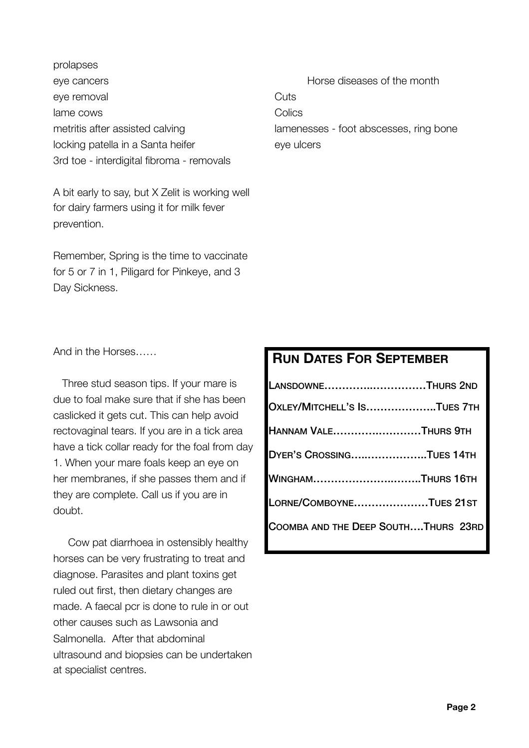prolapses
eye cancers
eye removal
lame cows
metritis after assisted calving
locking patella in a Santa heifer
3rd toe - interdigital fibroma - removals

A bit early to say, but X Zelit is working well for dairy farmers using it for milk fever prevention.

Remember, Spring is the time to vaccinate for 5 or 7 in 1, Piligard for Pinkeye, and 3 Day Sickness.

Horse diseases of the month

Cuts
Colics
lamenesses - foot abscesses, ring bone
eye ulcers

And in the Horses……

Three stud season tips. If your mare is due to foal make sure that if she has been caslicked it gets cut. This can help avoid rectovaginal tears. If you are in a tick area have a tick collar ready for the foal from day 1. When your mare foals keep an eye on her membranes, if she passes them and if they are complete. Call us if you are in doubt.

Cow pat diarrhoea in ostensibly healthy horses can be very frustrating to treat and diagnose. Parasites and plant toxins get ruled out first, then dietary changes are made. A faecal pcr is done to rule in or out other causes such as Lawsonia and Salmonella. After that abdominal ultrasound and biopsies can be undertaken at specialist centres.

## Run Dates For September

**Lansdowne…………..……………Thurs 2nd**

**Oxley/Mitchell's Is………………..Tues 7th**

**Hannam Vale……….…………Thurs 9th**

**Dyer's Crossing…..……………..Tues 14th**

**Wingham………………….……..Thurs 16th**

**Lorne/Comboyne…………………Tues 21st**

**Coomba and the Deep South….Thurs 23rd**